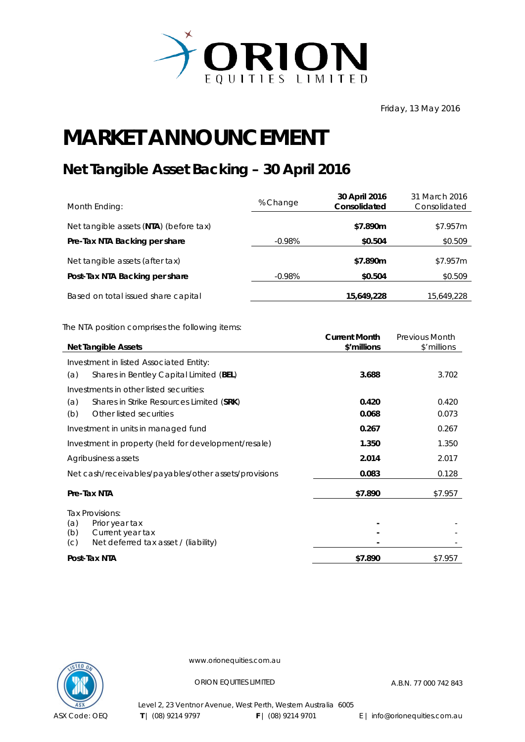ORION EQUITIES LIMITED

Friday, 13 May 2016

# MARKET ANNOUNCEMENT

## Net Tangible Asset Backing – 30 April 2016

| Month Ending: | % Change | 30 April 2016 Consolidated | 31 March 2016 Consolidated |
|---|---|---|---|
| Net tangible assets (**NTA**) (before tax) | | **$7.890m** | $7.957m |
| **Pre-Tax NTA Backing per share** | -0.98% | **$0.504** | $0.509 |
| Net tangible assets (after tax) | | **$7.890m** | $7.957m |
| **Post-Tax NTA Backing per share** | -0.98% | **$0.504** | $0.509 |
| Based on total issued share capital | | **15,649,228** | 15,649,228 |

The NTA position comprises the following items:

| **Net Tangible Assets** | **Current Month $'millions** | Previous Month $'millions |
|---|---|---|
| Investment in listed Associated Entity: | | |
| (a) Shares in Bentley Capital Limited (**BEL**) | **3.688** | 3.702 |
| Investments in other listed securities: | | |
| (a) Shares in Strike Resources Limited (**SRK**) | **0.420** | 0.420 |
| (b) Other listed securities | **0.068** | 0.073 |
| Investment in units in managed fund | **0.267** | 0.267 |
| Investment in property (held for development/resale) | **1.350** | 1.350 |
| Agribusiness assets | **2.014** | 2.017 |
| Net cash/receivables/payables/other assets/provisions | **0.083** | 0.128 |
| **Pre-Tax NTA** | **$7.890** | $7.957 |
| Tax Provisions: | | |
| (a) Prior year tax | **-** | - |
| (b) Current year tax | **-** | - |
| (c) Net deferred tax asset / (liability) | **-** | - |
| **Post-Tax NTA** | **$7.890** | $7.957 |

www.orionequities.com.au

ORION EQUITIES LIMITED A.B.N. 77 000 742 843

Level 2, 23 Ventnor Avenue, West Perth, Western Australia 6005

ASX Code: OEQ T | (08) 9214 9797 F | (08) 9214 9701 E | info@orionequities.com.au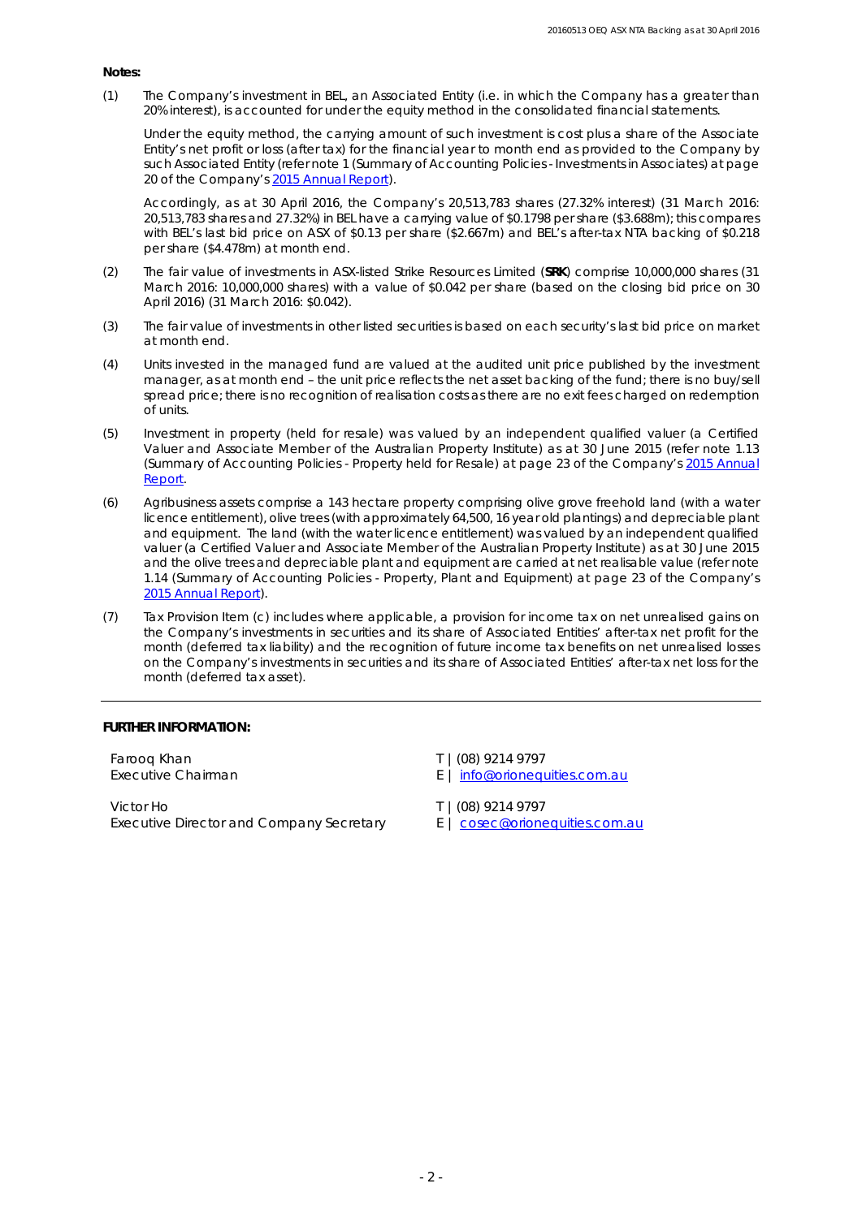**Notes:**

(1) The Company's investment in BEL, an Associated Entity (i.e. in which the Company has a greater than 20% interest), is accounted for under the equity method in the consolidated financial statements.

Under the equity method, the carrying amount of such investment is cost plus a share of the Associate Entity's net profit or loss (after tax) for the financial year to month end as provided to the Company by such Associated Entity (refer note 1 (Summary of Accounting Policies - Investments in Associates) at page 20 of the Company's 2015 Annual Report).

Accordingly, as at 30 April 2016, the Company's 20,513,783 shares (27.32% interest) (31 March 2016: 20,513,783 shares and 27.32%) in BEL have a carrying value of $0.1798 per share ($3.688m); this compares with BEL's last bid price on ASX of $0.13 per share ($2.667m) and BEL's after-tax NTA backing of $0.218 per share ($4.478m) at month end.

(2) The fair value of investments in ASX-listed Strike Resources Limited (**SRK**) comprise 10,000,000 shares (31 March 2016: 10,000,000 shares) with a value of $0.042 per share (based on the closing bid price on 30 April 2016) (31 March 2016: $0.042).

(3) The fair value of investments in other listed securities is based on each security's last bid price on market at month end.

(4) Units invested in the managed fund are valued at the audited unit price published by the investment manager, as at month end – the unit price reflects the net asset backing of the fund; there is no buy/sell spread price; there is no recognition of realisation costs as there are no exit fees charged on redemption of units.

(5) Investment in property (held for resale) was valued by an independent qualified valuer (a Certified Valuer and Associate Member of the Australian Property Institute) as at 30 June 2015 (refer note 1.13 (Summary of Accounting Policies - Property held for Resale) at page 23 of the Company's 2015 Annual Report.

(6) Agribusiness assets comprise a 143 hectare property comprising olive grove freehold land (with a water licence entitlement), olive trees (with approximately 64,500, 16 year old plantings) and depreciable plant and equipment. The land (with the water licence entitlement) was valued by an independent qualified valuer (a Certified Valuer and Associate Member of the Australian Property Institute) as at 30 June 2015 and the olive trees and depreciable plant and equipment are carried at net realisable value (refer note 1.14 (Summary of Accounting Policies - Property, Plant and Equipment) at page 23 of the Company's 2015 Annual Report).

(7) Tax Provision Item (c) includes where applicable, a provision for income tax on net unrealised gains on the Company's investments in securities and its share of Associated Entities' after-tax net profit for the month (deferred tax liability) and the recognition of future income tax benefits on net unrealised losses on the Company's investments in securities and its share of Associated Entities' after-tax net loss for the month (deferred tax asset).

---

**FURTHER INFORMATION:**

Farooq Khan
Executive Chairman

T | (08) 9214 9797
E | info@orionequities.com.au

Victor Ho
Executive Director and Company Secretary

T | (08) 9214 9797
E | cosec@orionequities.com.au